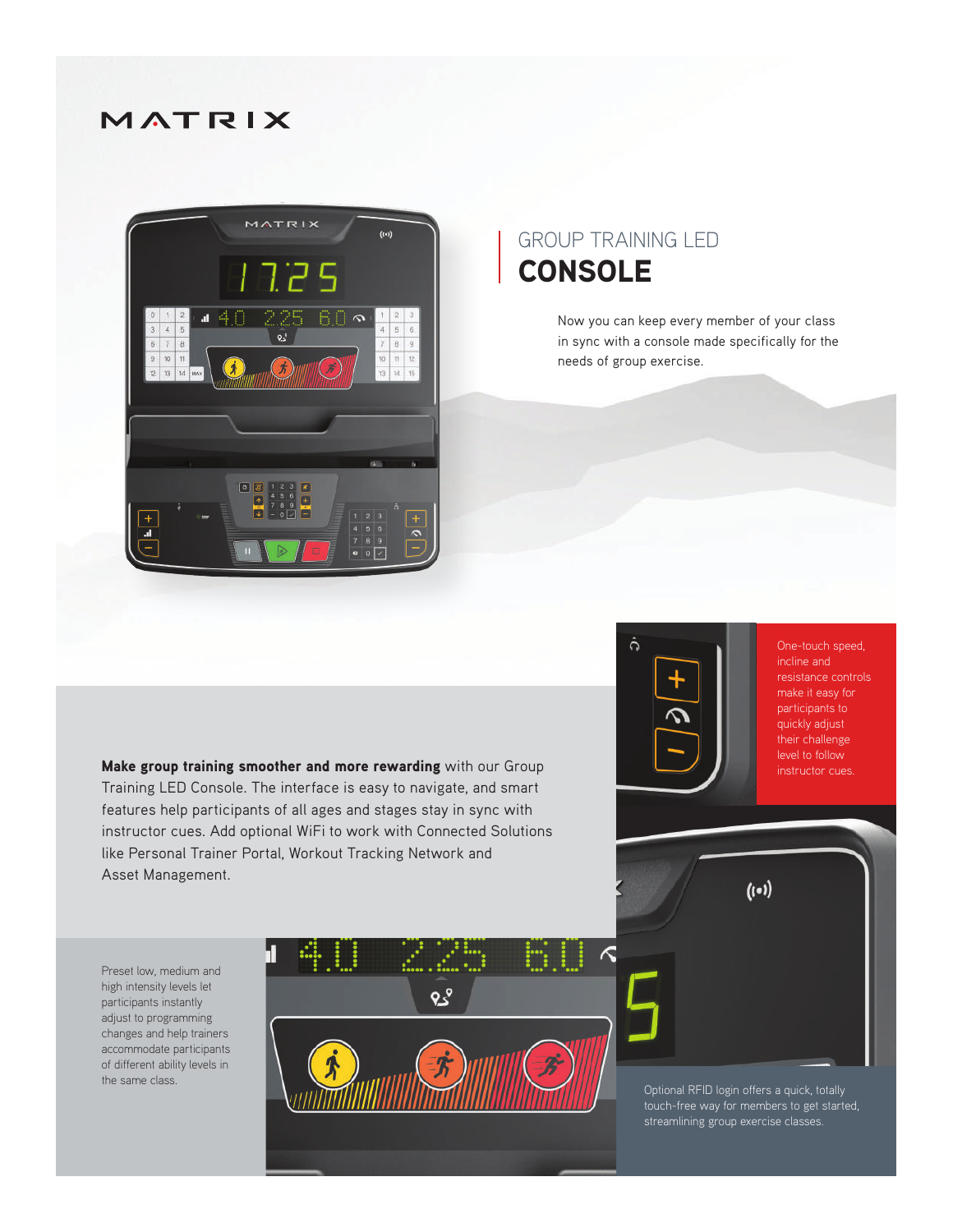MATRIX

# GROUP TRAINING LED **CONSOLE**

Now you can keep every member of your class in sync with a console made specifically for the needs of group exercise.

One-touch speed, incline and resistance controls make it easy for participants to quickly adjust their challenge level to follow instructor cues.

**Make group training smoother and more rewarding** with our Group Training LED Console. The interface is easy to navigate, and smart features help participants of all ages and stages stay in sync with instructor cues. Add optional WiFi to work with Connected Solutions like Personal Trainer Portal, Workout Tracking Network and Asset Management.

Preset low, medium and high intensity levels let participants instantly adjust to programming changes and help trainers accommodate participants of different ability levels in the same class.

Optional RFID login offers a quick, totally touch-free way for members to get started, streamlining group exercise classes.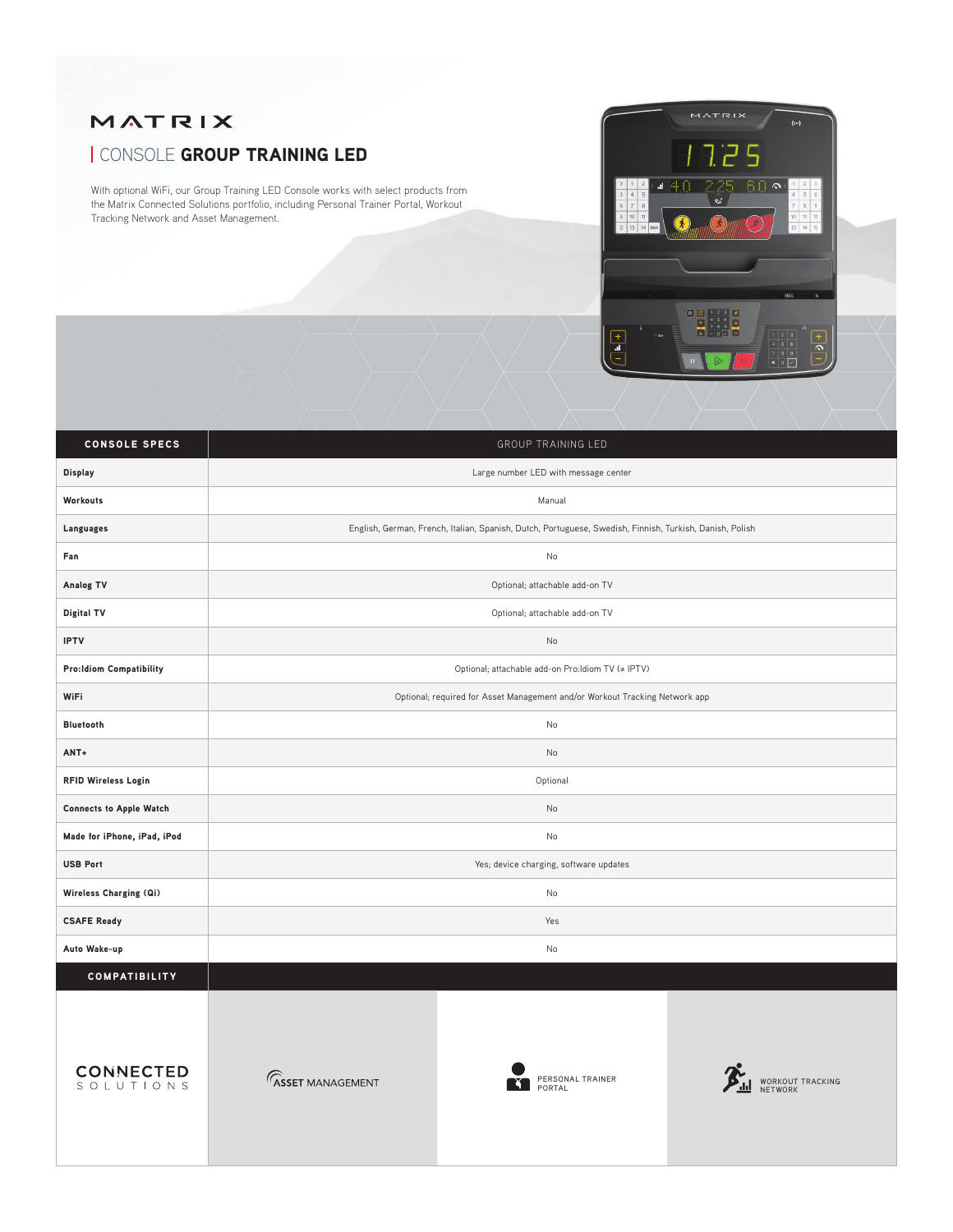MATRIX

# | CONSOLE **GROUP TRAINING LED**

With optional WiFi, our Group Training LED Console works with select products from the Matrix Connected Solutions portfolio, including Personal Trainer Portal, Workout Tracking Network and Asset Management.

| CONSOLE SPECS | GROUP TRAINING LED |
|---|---|
| **Display** | Large number LED with message center |
| **Workouts** | Manual |
| **Languages** | English, German, French, Italian, Spanish, Dutch, Portuguese, Swedish, Finnish, Turkish, Danish, Polish |
| **Fan** | No |
| **Analog TV** | Optional; attachable add-on TV |
| **Digital TV** | Optional; attachable add-on TV |
| **IPTV** | No |
| **Pro:Idiom Compatibility** | Optional; attachable add-on Pro:Idiom TV (≠ IPTV) |
| **WiFi** | Optional; required for Asset Management and/or Workout Tracking Network app |
| **Bluetooth** | No |
| **ANT+** | No |
| **RFID Wireless Login** | Optional |
| **Connects to Apple Watch** | No |
| **Made for iPhone, iPad, iPod** | No |
| **USB Port** | Yes; device charging, software updates |
| **Wireless Charging (Qi)** | No |
| **CSAFE Ready** | Yes |
| **Auto Wake-up** | No |

## COMPATIBILITY

| CONNECTED SOLUTIONS | ASSET MANAGEMENT | PERSONAL TRAINER PORTAL | WORKOUT TRACKING NETWORK |
|---|---|---|---|